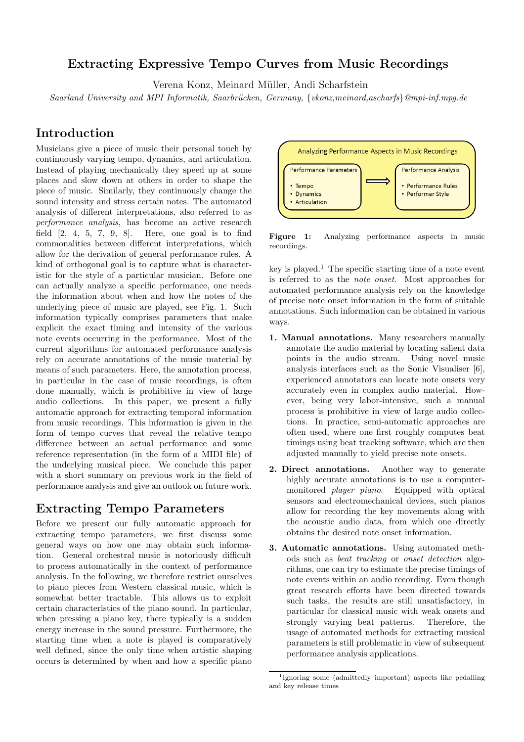# Extracting Expressive Tempo Curves from Music Recordings

Verena Konz, Meinard Müller, Andi Scharfstein

*Saarland University and MPI Informatik, Saarbrücken, Germany, {vkonz,meinard,ascharfs}@mpi-inf.mpg.de*

## Introduction

Musicians give a piece of music their personal touch by continuously varying tempo, dynamics, and articulation. Instead of playing mechanically they speed up at some places and slow down at others in order to shape the piece of music. Similarly, they continuously change the sound intensity and stress certain notes. The automated analysis of different interpretations, also referred to as *performance analysis*, has become an active research field [2, 4, 5, 7, 9, 8]. Here, one goal is to find commonalities between different interpretations, which allow for the derivation of general performance rules. A kind of orthogonal goal is to capture what is characteristic for the style of a particular musician. Before one can actually analyze a specific performance, one needs the information about when and how the notes of the underlying piece of music are played, see Fig. 1. Such information typically comprises parameters that make explicit the exact timing and intensity of the various note events occurring in the performance. Most of the current algorithms for automated performance analysis rely on accurate annotations of the music material by means of such parameters. Here, the annotation process, in particular in the case of music recordings, is often done manually, which is prohibitive in view of large audio collections. In this paper, we present a fully automatic approach for extracting temporal information from music recordings. This information is given in the form of tempo curves that reveal the relative tempo difference between an actual performance and some reference representation (in the form of a MIDI file) of the underlying musical piece. We conclude this paper with a short summary on previous work in the field of performance analysis and give an outlook on future work.

Analyzing Performance Aspects in Music Recordings

Performance Parameters
- Tempo
- Dynamics
- Articulation

Performance Analysis
- Performance Rules
- Performer Style

**Figure 1:** Analyzing performance aspects in music recordings.

## Extracting Tempo Parameters

Before we present our fully automatic approach for extracting tempo parameters, we first discuss some general ways on how one may obtain such information. General orchestral music is notoriously difficult to process automatically in the context of performance analysis. In the following, we therefore restrict ourselves to piano pieces from Western classical music, which is somewhat better tractable. This allows us to exploit certain characteristics of the piano sound. In particular, when pressing a piano key, there typically is a sudden energy increase in the sound pressure. Furthermore, the starting time when a note is played is comparatively well defined, since the only time when artistic shaping occurs is determined by when and how a specific piano key is played.[1] The specific starting time of a note event is referred to as the *note onset*. Most approaches for automated performance analysis rely on the knowledge of precise note onset information in the form of suitable annotations. Such information can be obtained in various ways.

1. **Manual annotations.** Many researchers manually annotate the audio material by locating salient data points in the audio stream. Using novel music analysis interfaces such as the Sonic Visualiser [6], experienced annotators can locate note onsets very accurately even in complex audio material. However, being very labor-intensive, such a manual process is prohibitive in view of large audio collections. In practice, semi-automatic approaches are often used, where one first roughly computes beat timings using beat tracking software, which are then adjusted manually to yield precise note onsets.

2. **Direct annotations.** Another way to generate highly accurate annotations is to use a computer-monitored *player piano*. Equipped with optical sensors and electromechanical devices, such pianos allow for recording the key movements along with the acoustic audio data, from which one directly obtains the desired note onset information.

3. **Automatic annotations.** Using automated methods such as *beat tracking* or *onset detection* algorithms, one can try to estimate the precise timings of note events within an audio recording. Even though great research efforts have been directed towards such tasks, the results are still unsatisfactory, in particular for classical music with weak onsets and strongly varying beat patterns. Therefore, the usage of automated methods for extracting musical parameters is still problematic in view of subsequent performance analysis applications.

[1] Ignoring some (admittedly important) aspects like pedalling and key release times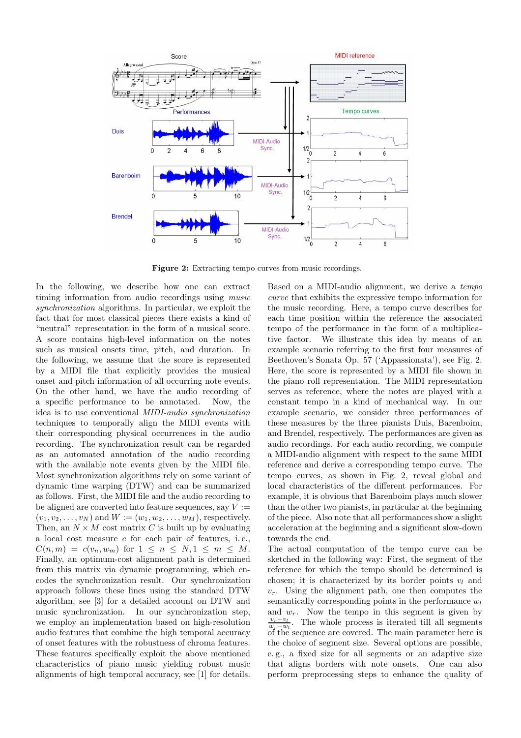Score

Allegro assai

Opus 57

pp

MIDI reference

Tempo curves

Performances

Duis

0 2 4 6 8

MIDI-Audio Sync.

2

1

1/2

0 2 4 6

Barenboim

0 5 10

MIDI-Audio Sync.

2

1

1/2

0 2 4 6

Brendel

0 5 10

MIDI-Audio Sync.

2

1

1/2

0 2 4 6

**Figure 2:** Extracting tempo curves from music recordings.

In the following, we describe how one can extract timing information from audio recordings using *music synchronization* algorithms. In particular, we exploit the fact that for most classical pieces there exists a kind of "neutral" representation in the form of a musical score. A score contains high-level information on the notes such as musical onsets time, pitch, and duration. In the following, we assume that the score is represented by a MIDI file that explicitly provides the musical onset and pitch information of all occurring note events. On the other hand, we have the audio recording of a specific performance to be annotated. Now, the idea is to use conventional *MIDI-audio synchronization* techniques to temporally align the MIDI events with their corresponding physical occurrences in the audio recording. The synchronization result can be regarded as an automated annotation of the audio recording with the available note events given by the MIDI file. Most synchronization algorithms rely on some variant of dynamic time warping (DTW) and can be summarized as follows. First, the MIDI file and the audio recording to be aligned are converted into feature sequences, say $V := (v_1, v_2, \ldots, v_N)$ and $W := (w_1, w_2, \ldots, w_M)$, respectively. Then, an $N \times M$ cost matrix $C$ is built up by evaluating a local cost measure $c$ for each pair of features, i.e., $C(n,m) = c(v_n, w_m)$ for $1 \leq n \leq N, 1 \leq m \leq M$. Finally, an optimum-cost alignment path is determined from this matrix via dynamic programming, which encodes the synchronization result. Our synchronization approach follows these lines using the standard DTW algorithm, see [3] for a detailed account on DTW and music synchronization. In our synchronization step, we employ an implementation based on high-resolution audio features that combine the high temporal accuracy of onset features with the robustness of chroma features. These features specifically exploit the above mentioned characteristics of piano music yielding robust music alignments of high temporal accuracy, see [1] for details.

Based on a MIDI-audio alignment, we derive a *tempo curve* that exhibits the expressive tempo information for the music recording. Here, a tempo curve describes for each time position within the reference the associated tempo of the performance in the form of a multiplicative factor. We illustrate this idea by means of an example scenario referring to the first four measures of Beethoven's Sonata Op. 57 ('Appassionata'), see Fig. 2. Here, the score is represented by a MIDI file shown in the piano roll representation. The MIDI representation serves as reference, where the notes are played with a constant tempo in a kind of mechanical way. In our example scenario, we consider three performances of these measures by the three pianists Duis, Barenboim, and Brendel, respectively. The performances are given as audio recordings. For each audio recording, we compute a MIDI-audio alignment with respect to the same MIDI reference and derive a corresponding tempo curve. The tempo curves, as shown in Fig. 2, reveal global and local characteristics of the different performances. For example, it is obvious that Barenboim plays much slower than the other two pianists, in particular at the beginning of the piece. Also note that all performances show a slight acceleration at the beginning and a significant slow-down towards the end.

The actual computation of the tempo curve can be sketched in the following way: First, the segment of the reference for which the tempo should be determined is chosen; it is characterized by its border points $v_l$ and $v_r$. Using the alignment path, one then computes the semantically corresponding points in the performance $w_l$ and $w_r$. Now the tempo in this segment is given by $\frac{v_r - v_l}{w_r - w_l}$. The whole process is iterated till all segments of the sequence are covered. The main parameter here is the choice of segment size. Several options are possible, e.g., a fixed size for all segments or an adaptive size that aligns borders with note onsets. One can also perform preprocessing steps to enhance the quality of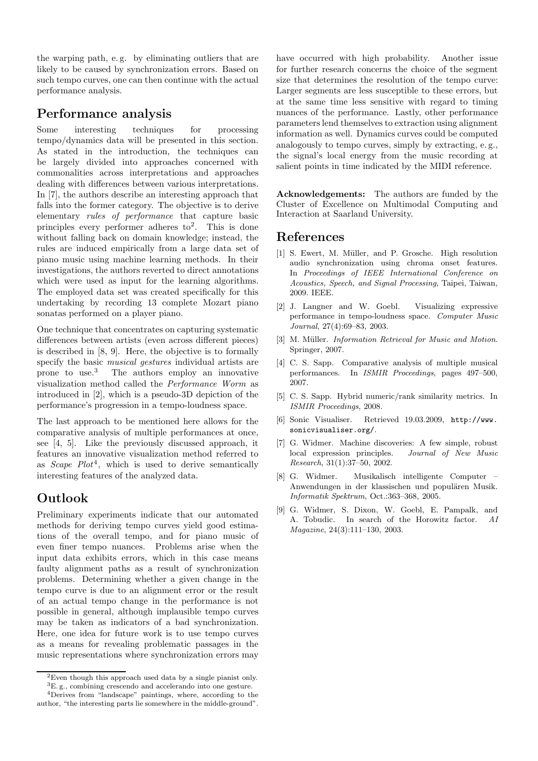the warping path, e. g. by eliminating outliers that are likely to be caused by synchronization errors. Based on such tempo curves, one can then continue with the actual performance analysis.

## Performance analysis

Some interesting techniques for processing tempo/dynamics data will be presented in this section. As stated in the introduction, the techniques can be largely divided into approaches concerned with commonalities across interpretations and approaches dealing with differences between various interpretations. In [7], the authors describe an interesting approach that falls into the former category. The objective is to derive elementary *rules of performance* that capture basic principles every performer adheres to[2]. This is done without falling back on domain knowledge; instead, the rules are induced empirically from a large data set of piano music using machine learning methods. In their investigations, the authors reverted to direct annotations which were used as input for the learning algorithms. The employed data set was created specifically for this undertaking by recording 13 complete Mozart piano sonatas performed on a player piano.

One technique that concentrates on capturing systematic differences between artists (even across different pieces) is described in [8, 9]. Here, the objective is to formally specify the basic *musical gestures* individual artists are prone to use.[3] The authors employ an innovative visualization method called the *Performance Worm* as introduced in [2], which is a pseudo-3D depiction of the performance's progression in a tempo-loudness space.

The last approach to be mentioned here allows for the comparative analysis of multiple performances at once, see [4, 5]. Like the previously discussed approach, it features an innovative visualization method referred to as *Scape Plot*[4], which is used to derive semantically interesting features of the analyzed data.

## Outlook

Preliminary experiments indicate that our automated methods for deriving tempo curves yield good estimations of the overall tempo, and for piano music of even finer tempo nuances. Problems arise when the input data exhibits errors, which in this case means faulty alignment paths as a result of synchronization problems. Determining whether a given change in the tempo curve is due to an alignment error or the result of an actual tempo change in the performance is not possible in general, although implausible tempo curves may be taken as indicators of a bad synchronization. Here, one idea for future work is to use tempo curves as a means for revealing problematic passages in the music representations where synchronization errors may have occurred with high probability. Another issue for further research concerns the choice of the segment size that determines the resolution of the tempo curve: Larger segments are less susceptible to these errors, but at the same time less sensitive with regard to timing nuances of the performance. Lastly, other performance parameters lend themselves to extraction using alignment information as well. Dynamics curves could be computed analogously to tempo curves, simply by extracting, e. g., the signal's local energy from the music recording at salient points in time indicated by the MIDI reference.

**Acknowledgements:** The authors are funded by the Cluster of Excellence on Multimodal Computing and Interaction at Saarland University.

## References

[1] S. Ewert, M. Müller, and P. Grosche. High resolution audio synchronization using chroma onset features. In *Proceedings of IEEE International Conference on Acoustics, Speech, and Signal Processing*, Taipei, Taiwan, 2009. IEEE.

[2] J. Langner and W. Goebl. Visualizing expressive performance in tempo-loudness space. *Computer Music Journal*, 27(4):69–83, 2003.

[3] M. Müller. *Information Retrieval for Music and Motion*. Springer, 2007.

[4] C. S. Sapp. Comparative analysis of multiple musical performances. In *ISMIR Proceedings*, pages 497–500, 2007.

[5] C. S. Sapp. Hybrid numeric/rank similarity metrics. In *ISMIR Proceedings*, 2008.

[6] Sonic Visualiser. Retrieved 19.03.2009, http://www.sonicvisualiser.org/.

[7] G. Widmer. Machine discoveries: A few simple, robust local expression principles. *Journal of New Music Research*, 31(1):37–50, 2002.

[8] G. Widmer. Musikalisch intelligente Computer – Anwendungen in der klassischen und populären Musik. *Informatik Spektrum*, Oct.:363–368, 2005.

[9] G. Widmer, S. Dixon, W. Goebl, E. Pampalk, and A. Tobudic. In search of the Horowitz factor. *AI Magazine*, 24(3):111–130, 2003.

---

[2] Even though this approach used data by a single pianist only.

[3] E. g., combining crescendo and accelerando into one gesture.

[4] Derives from "landscape" paintings, where, according to the author, "the interesting parts lie somewhere in the middle-ground".